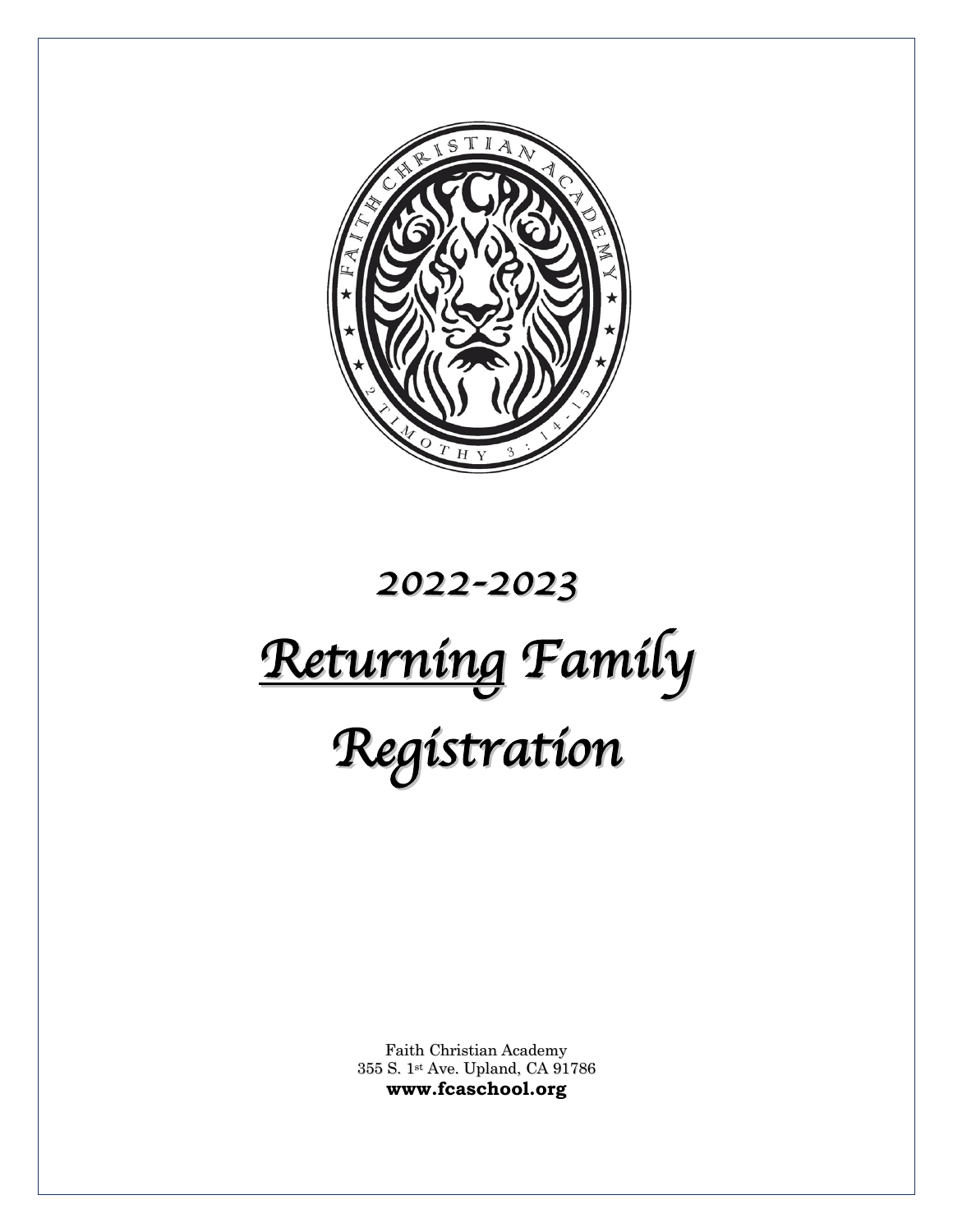# *2022-2023*

# ***Returning Family Registration***

Faith Christian Academy
355 S. 1st Ave. Upland, CA 91786
**www.fcaschool.org**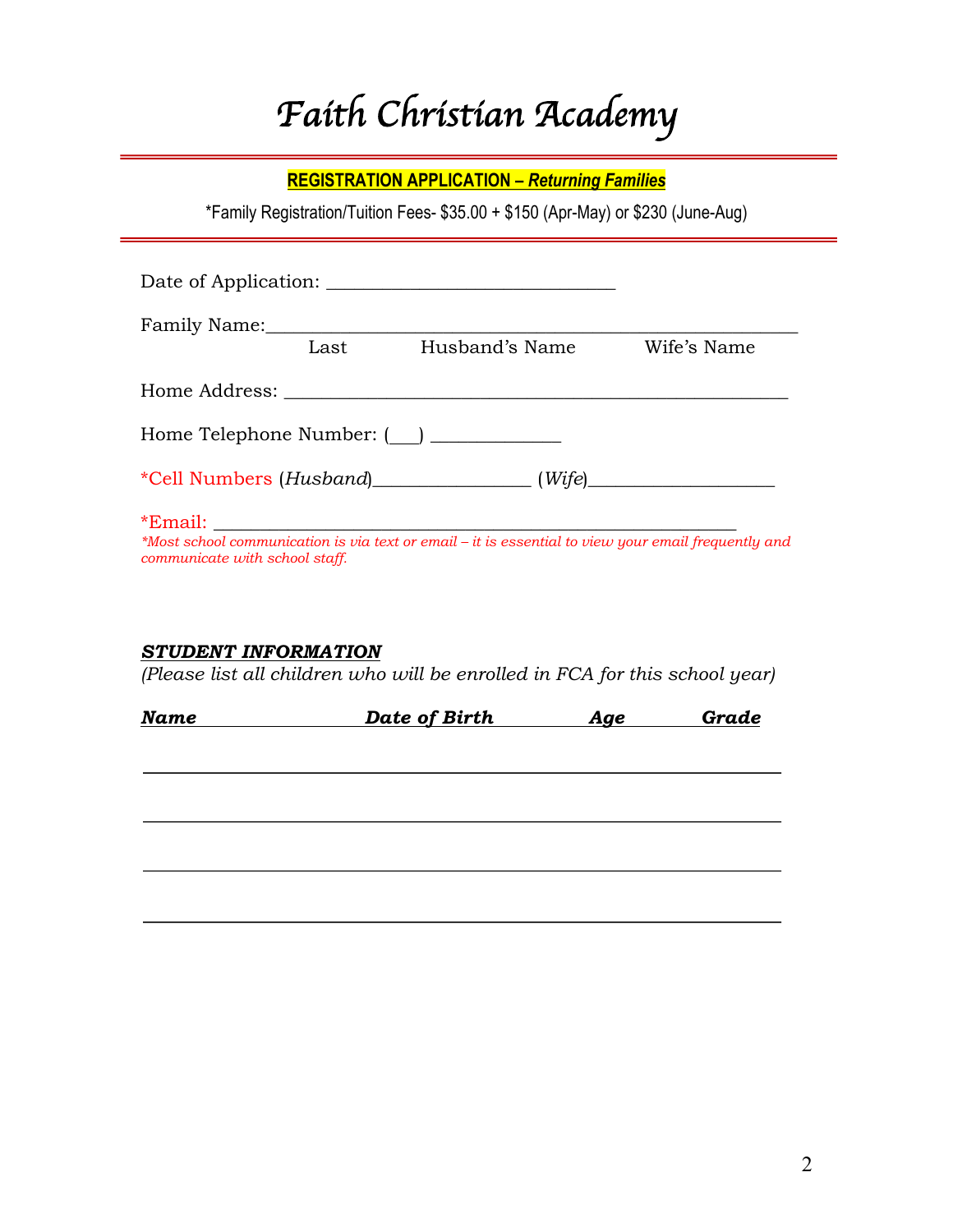# Faith Christian Academy

**REGISTRATION APPLICATION – *Returning Families***

*Family Registration/Tuition Fees- $35.00 + $150 (Apr-May) or $230 (June-Aug)

Date of Application: ______________________________

Family Name:_______________________________________________________
Last Husband's Name Wife's Name

Home Address: ____________________________________________________

Home Telephone Number: (___) _____________

*Cell Numbers (*Husband*)_________________ (*Wife*)____________________

*Email: _________________________________________________________

*\*Most school communication is via text or email – it is essential to view your email frequently and communicate with school staff.*

***STUDENT INFORMATION***

*(Please list all children who will be enrolled in FCA for this school year)*

| ***Name*** | ***Date of Birth*** | ***Age*** | ***Grade*** |
|---|---|---|---|
| | | | |
| | | | |
| | | | |
| | | | |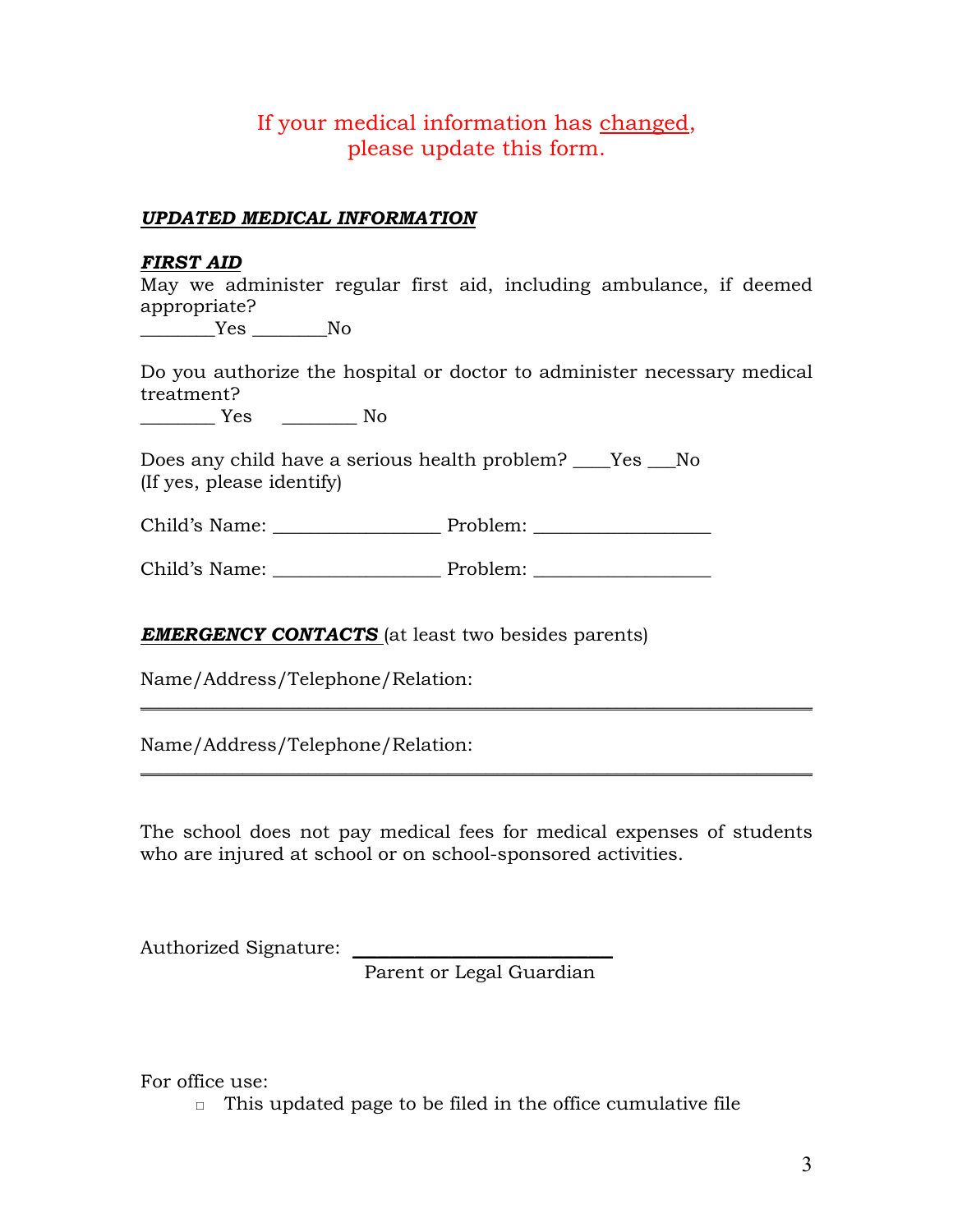If your medical information has <u>changed</u>,
please update this form.

***UPDATED MEDICAL INFORMATION***

***FIRST AID***

May we administer regular first aid, including ambulance, if deemed appropriate?

________Yes ________No

Do you authorize the hospital or doctor to administer necessary medical treatment?

________ Yes ________ No

Does any child have a serious health problem? ____Yes ___No
(If yes, please identify)

Child's Name: _________________ Problem: __________________

Child's Name: _________________ Problem: __________________

***EMERGENCY CONTACTS*** (at least two besides parents)

Name/Address/Telephone/Relation:

___________________________________________________________________

Name/Address/Telephone/Relation:

___________________________________________________________________

The school does not pay medical fees for medical expenses of students who are injured at school or on school-sponsored activities.

Authorized Signature: ___________________________
Parent or Legal Guardian

For office use:

- □ This updated page to be filed in the office cumulative file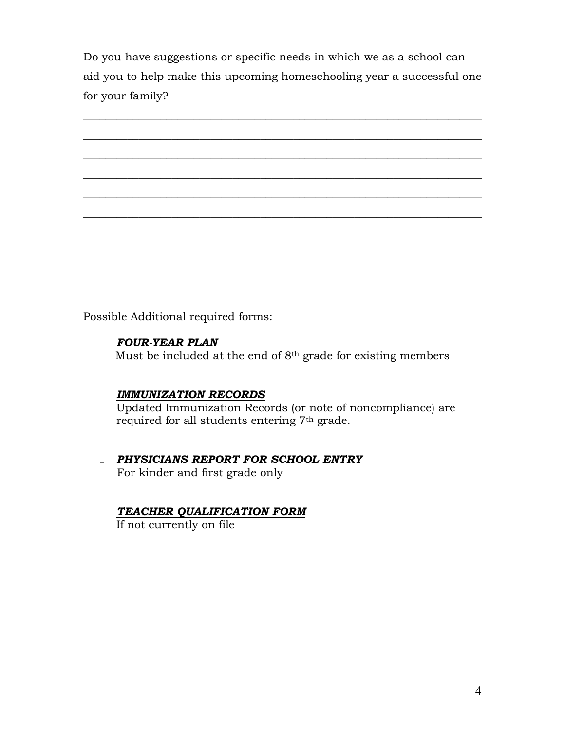Do you have suggestions or specific needs in which we as a school can aid you to help make this upcoming homeschooling year a successful one for your family?

______________________________________________________________________

______________________________________________________________________

______________________________________________________________________

______________________________________________________________________

______________________________________________________________________

______________________________________________________________________

Possible Additional required forms:

- □ ***FOUR-YEAR PLAN***
  Must be included at the end of 8th grade for existing members

- □ ***IMMUNIZATION RECORDS***
  Updated Immunization Records (or note of noncompliance) are required for all students entering 7th grade.

- □ ***PHYSICIANS REPORT FOR SCHOOL ENTRY***
  For kinder and first grade only

- □ ***TEACHER QUALIFICATION FORM***
  If not currently on file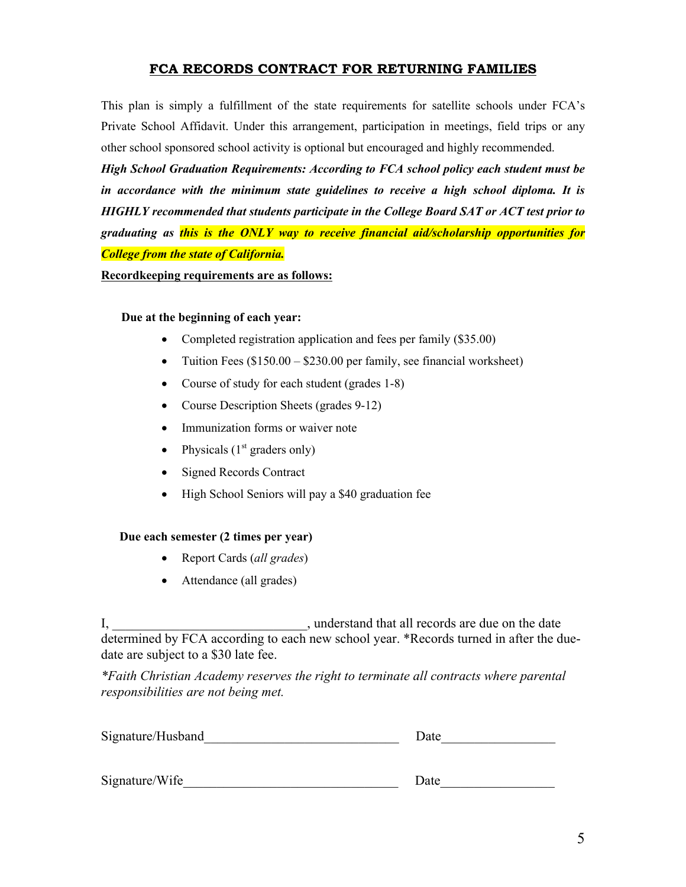# FCA RECORDS CONTRACT FOR RETURNING FAMILIES

This plan is simply a fulfillment of the state requirements for satellite schools under FCA's Private School Affidavit. Under this arrangement, participation in meetings, field trips or any other school sponsored school activity is optional but encouraged and highly recommended.

***High School Graduation Requirements: According to FCA school policy each student must be in accordance with the minimum state guidelines to receive a high school diploma. It is HIGHLY recommended that students participate in the College Board SAT or ACT test prior to graduating as this is the ONLY way to receive financial aid/scholarship opportunities for College from the state of California.***

**Recordkeeping requirements are as follows:**

**Due at the beginning of each year:**

- Completed registration application and fees per family ($35.00)
- Tuition Fees ($150.00 – $230.00 per family, see financial worksheet)
- Course of study for each student (grades 1-8)
- Course Description Sheets (grades 9-12)
- Immunization forms or waiver note
- Physicals (1st graders only)
- Signed Records Contract
- High School Seniors will pay a $40 graduation fee

**Due each semester (2 times per year)**

- Report Cards (*all grades*)
- Attendance (all grades)

I, ____________________________, understand that all records are due on the date determined by FCA according to each new school year. *Records turned in after the due-date are subject to a $30 late fee.

*\*Faith Christian Academy reserves the right to terminate all contracts where parental responsibilities are not being met.*

Signature/Husband____________________________ Date________________

Signature/Wife________________________________ Date________________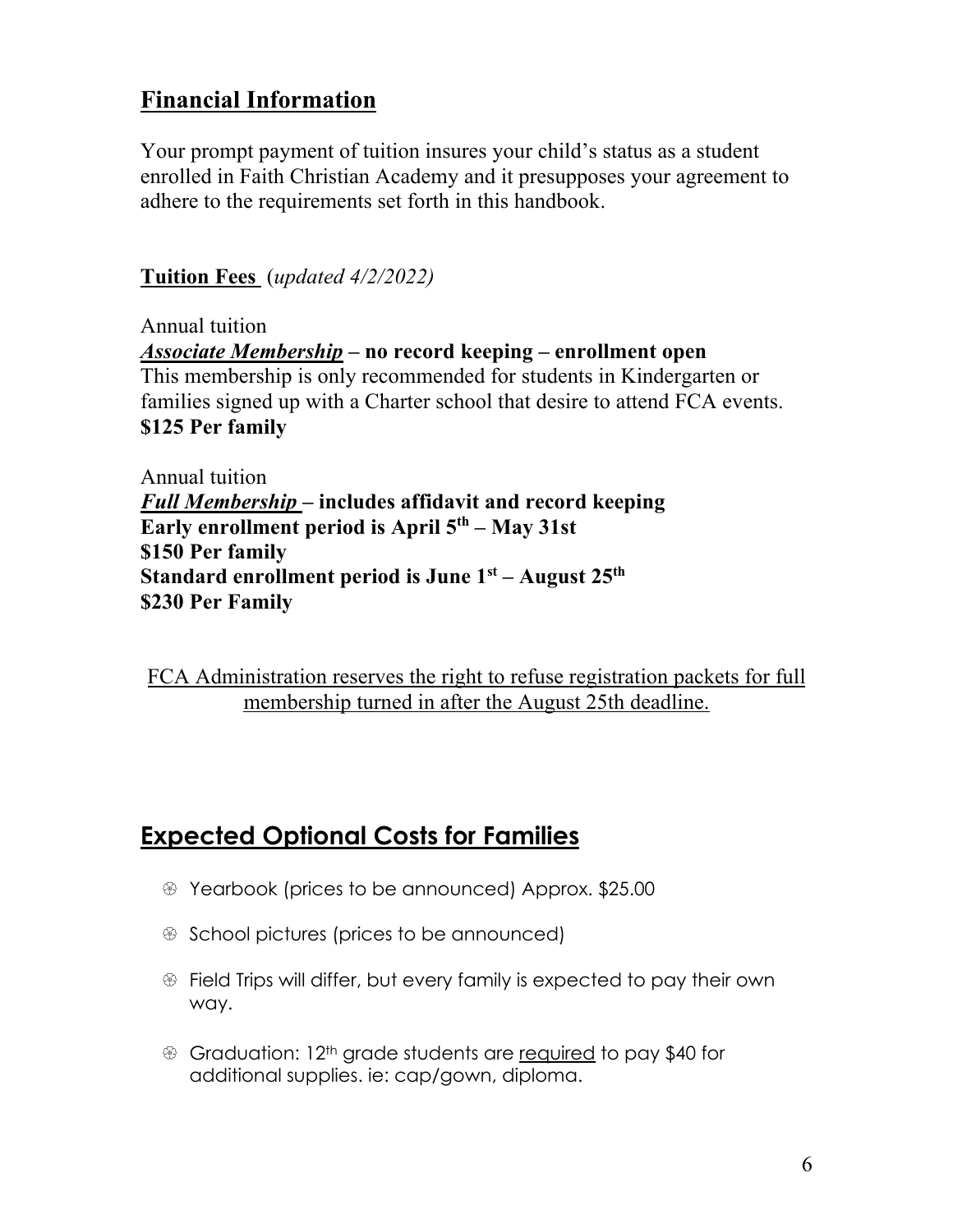## Financial Information

Your prompt payment of tuition insures your child's status as a student enrolled in Faith Christian Academy and it presupposes your agreement to adhere to the requirements set forth in this handbook.

**Tuition Fees** (*updated 4/2/2022)*

Annual tuition
***Associate Membership*** **– no record keeping – enrollment open**
This membership is only recommended for students in Kindergarten or families signed up with a Charter school that desire to attend FCA events.
**$125 Per family**

Annual tuition
***Full Membership*** **– includes affidavit and record keeping**
**Early enrollment period is April 5th – May 31st**
**$150 Per family**
**Standard enrollment period is June 1st – August 25th**
**$230 Per Family**

FCA Administration reserves the right to refuse registration packets for full membership turned in after the August 25th deadline.

## Expected Optional Costs for Families

- Yearbook (prices to be announced) Approx. $25.00
- School pictures (prices to be announced)
- Field Trips will differ, but every family is expected to pay their own way.
- Graduation: 12th grade students are required to pay $40 for additional supplies. ie: cap/gown, diploma.